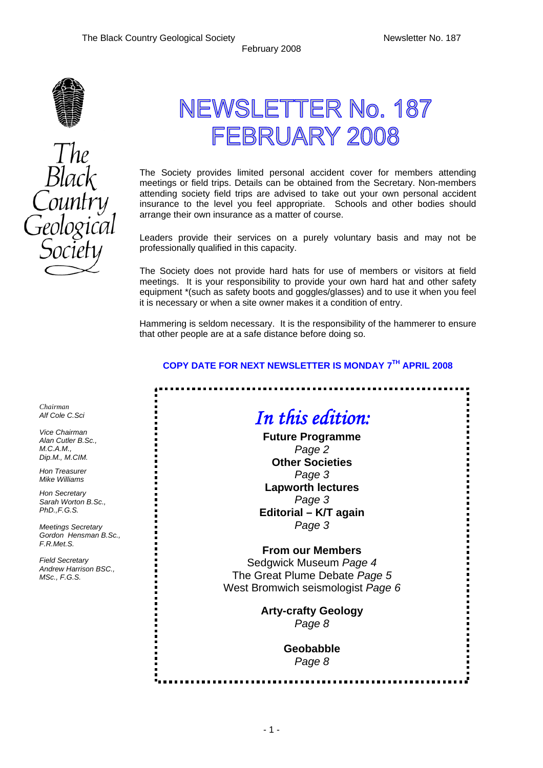The Black Country Geological Society

# NEWSLETTER No. 187 FEBRUARY 2008

The Society provides limited personal accident cover for members attending meetings or field trips. Details can be obtained from the Secretary. Non-members attending society field trips are advised to take out your own personal accident insurance to the level you feel appropriate. Schools and other bodies should arrange their own insurance as a matter of course.

Leaders provide their services on a purely voluntary basis and may not be professionally qualified in this capacity.

The Society does not provide hard hats for use of members or visitors at field meetings. It is your responsibility to provide your own hard hat and other safety equipment *(such as safety boots and goggles/glasses) and to use it when you feel it is necessary or when a site owner makes it a condition of entry.

Hammering is seldom necessary. It is the responsibility of the hammerer to ensure that other people are at a safe distance before doing so.

**COPY DATE FOR NEXT NEWSLETTER IS MONDAY 7TH APRIL 2008**

*Chairman*
*Alf Cole C.Sci*

*Vice Chairman*
*Alan Cutler B.Sc., M.C.A.M., Dip.M., M.CIM.*

*Hon Treasurer*
*Mike Williams*

*Hon Secretary*
*Sarah Worton B.Sc., PhD.,F.G.S.*

*Meetings Secretary*
*Gordon Hensman B.Sc., F.R.Met.S.*

*Field Secretary*
*Andrew Harrison BSC., MSc., F.G.S.*

## *In this edition:*

**Future Programme** *Page 2*
**Other Societies** *Page 3*
**Lapworth lectures** *Page 3*
**Editorial – K/T again** *Page 3*

**From our Members**
Sedgwick Museum *Page 4*
The Great Plume Debate *Page 5*
West Bromwich seismologist *Page 6*

**Arty-crafty Geology** *Page 8*

**Geobabble** *Page 8*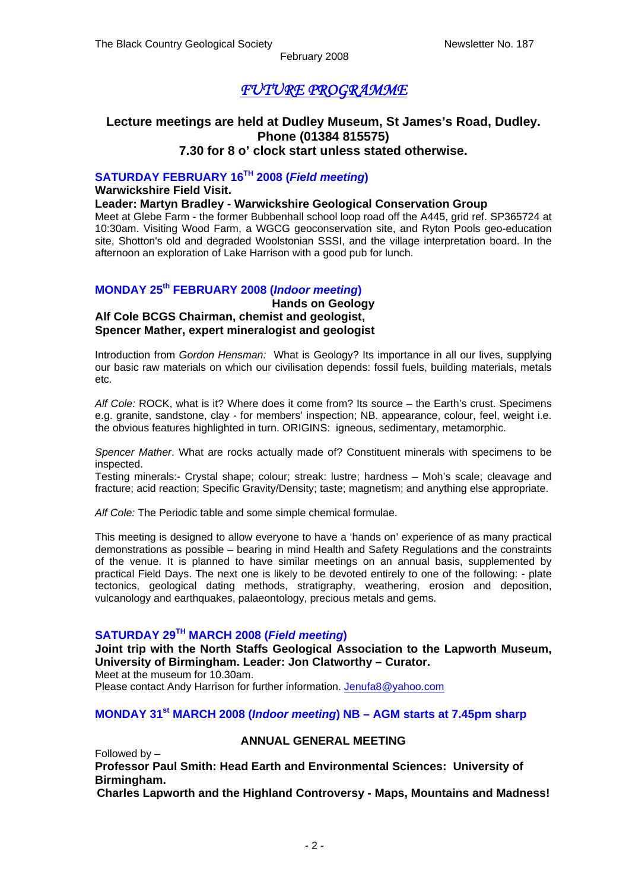# *FUTURE PROGRAMME*

**Lecture meetings are held at Dudley Museum, St James's Road, Dudley. Phone (01384 815575)**
**7.30 for 8 o' clock start unless stated otherwise.**

## SATURDAY FEBRUARY 16TH 2008 (*Field meeting*)

**Warwickshire Field Visit.**
**Leader: Martyn Bradley - Warwickshire Geological Conservation Group**

Meet at Glebe Farm - the former Bubbenhall school loop road off the A445, grid ref. SP365724 at 10:30am. Visiting Wood Farm, a WGCG geoconservation site, and Ryton Pools geo-education site, Shotton's old and degraded Woolstonian SSSI, and the village interpretation board. In the afternoon an exploration of Lake Harrison with a good pub for lunch.

## MONDAY 25th FEBRUARY 2008 (*Indoor meeting*)

**Hands on Geology**

**Alf Cole BCGS Chairman, chemist and geologist,**
**Spencer Mather, expert mineralogist and geologist**

Introduction from *Gordon Hensman:* What is Geology? Its importance in all our lives, supplying our basic raw materials on which our civilisation depends: fossil fuels, building materials, metals etc.

*Alf Cole:* ROCK, what is it? Where does it come from? Its source – the Earth's crust. Specimens e.g. granite, sandstone, clay - for members' inspection; NB. appearance, colour, feel, weight i.e. the obvious features highlighted in turn. ORIGINS: igneous, sedimentary, metamorphic.

*Spencer Mather*. What are rocks actually made of? Constituent minerals with specimens to be inspected.
Testing minerals:- Crystal shape; colour; streak: lustre; hardness – Moh's scale; cleavage and fracture; acid reaction; Specific Gravity/Density; taste; magnetism; and anything else appropriate.

*Alf Cole:* The Periodic table and some simple chemical formulae.

This meeting is designed to allow everyone to have a 'hands on' experience of as many practical demonstrations as possible – bearing in mind Health and Safety Regulations and the constraints of the venue. It is planned to have similar meetings on an annual basis, supplemented by practical Field Days. The next one is likely to be devoted entirely to one of the following: - plate tectonics, geological dating methods, stratigraphy, weathering, erosion and deposition, vulcanology and earthquakes, palaeontology, precious metals and gems.

## SATURDAY 29TH MARCH 2008 (*Field meeting*)

**Joint trip with the North Staffs Geological Association to the Lapworth Museum, University of Birmingham. Leader: Jon Clatworthy – Curator.**

Meet at the museum for 10.30am.
Please contact Andy Harrison for further information. Jenufa8@yahoo.com

## MONDAY 31st MARCH 2008 (*Indoor meeting*) NB – AGM starts at 7.45pm sharp

**ANNUAL GENERAL MEETING**

Followed by –

**Professor Paul Smith: Head Earth and Environmental Sciences: University of Birmingham.**

**Charles Lapworth and the Highland Controversy - Maps, Mountains and Madness!**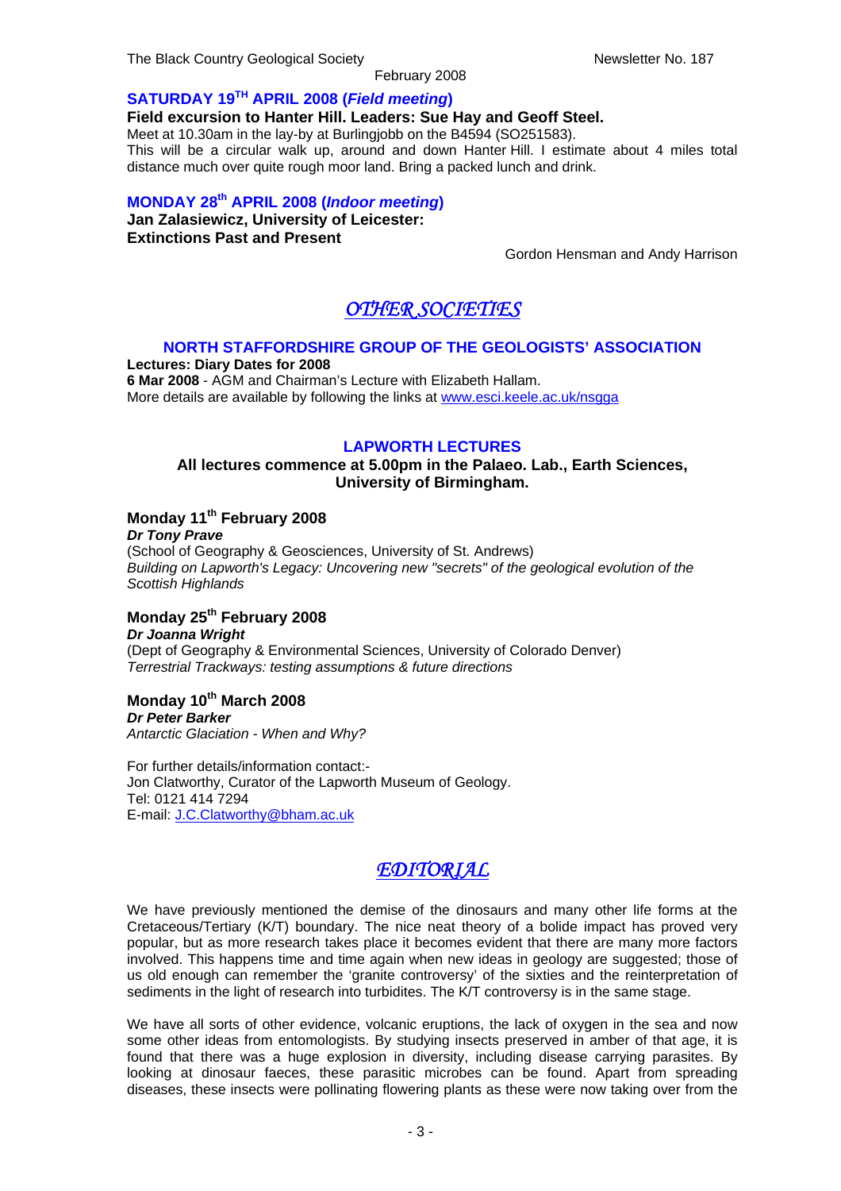## SATURDAY 19TH APRIL 2008 (*Field meeting*)

**Field excursion to Hanter Hill. Leaders: Sue Hay and Geoff Steel.**

Meet at 10.30am in the lay-by at Burlingjobb on the B4594 (SO251583).

This will be a circular walk up, around and down Hanter Hill. I estimate about 4 miles total distance much over quite rough moor land. Bring a packed lunch and drink.

## MONDAY 28th APRIL 2008 (*Indoor meeting*)

**Jan Zalasiewicz, University of Leicester:**
**Extinctions Past and Present**

Gordon Hensman and Andy Harrison

# *OTHER SOCIETIES*

## NORTH STAFFORDSHIRE GROUP OF THE GEOLOGISTS' ASSOCIATION

**Lectures: Diary Dates for 2008**

**6 Mar 2008** - AGM and Chairman's Lecture with Elizabeth Hallam.

More details are available by following the links at www.esci.keele.ac.uk/nsgga

## LAPWORTH LECTURES

**All lectures commence at 5.00pm in the Palaeo. Lab., Earth Sciences, University of Birmingham.**

### Monday 11th February 2008

***Dr Tony Prave***

(School of Geography & Geosciences, University of St. Andrews)

*Building on Lapworth's Legacy: Uncovering new "secrets" of the geological evolution of the Scottish Highlands*

### Monday 25th February 2008

***Dr Joanna Wright***

(Dept of Geography & Environmental Sciences, University of Colorado Denver)

*Terrestrial Trackways: testing assumptions & future directions*

### Monday 10th March 2008

***Dr Peter Barker***

*Antarctic Glaciation - When and Why?*

For further details/information contact:-
Jon Clatworthy, Curator of the Lapworth Museum of Geology.
Tel: 0121 414 7294
E-mail: J.C.Clatworthy@bham.ac.uk

# *EDITORIAL*

We have previously mentioned the demise of the dinosaurs and many other life forms at the Cretaceous/Tertiary (K/T) boundary. The nice neat theory of a bolide impact has proved very popular, but as more research takes place it becomes evident that there are many more factors involved. This happens time and time again when new ideas in geology are suggested; those of us old enough can remember the 'granite controversy' of the sixties and the reinterpretation of sediments in the light of research into turbidites. The K/T controversy is in the same stage.

We have all sorts of other evidence, volcanic eruptions, the lack of oxygen in the sea and now some other ideas from entomologists. By studying insects preserved in amber of that age, it is found that there was a huge explosion in diversity, including disease carrying parasites. By looking at dinosaur faeces, these parasitic microbes can be found. Apart from spreading diseases, these insects were pollinating flowering plants as these were now taking over from the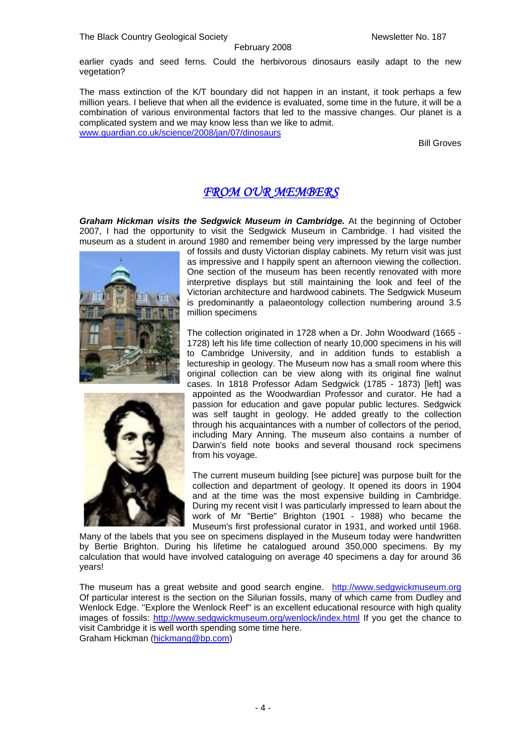earlier cyads and seed ferns. Could the herbivorous dinosaurs easily adapt to the new vegetation?

The mass extinction of the K/T boundary did not happen in an instant, it took perhaps a few million years. I believe that when all the evidence is evaluated, some time in the future, it will be a combination of various environmental factors that led to the massive changes. Our planet is a complicated system and we may know less than we like to admit.
www.guardian.co.uk/science/2008/jan/07/dinosaurs

Bill Groves

## *FROM OUR MEMBERS*

***Graham Hickman visits the Sedgwick Museum in Cambridge.*** At the beginning of October 2007, I had the opportunity to visit the Sedgwick Museum in Cambridge. I had visited the museum as a student in around 1980 and remember being very impressed by the large number of fossils and dusty Victorian display cabinets. My return visit was just as impressive and I happily spent an afternoon viewing the collection. One section of the museum has been recently renovated with more interpretive displays but still maintaining the look and feel of the Victorian architecture and hardwood cabinets. The Sedgwick Museum is predominantly a palaeontology collection numbering around 3.5 million specimens

The collection originated in 1728 when a Dr. John Woodward (1665 - 1728) left his life time collection of nearly 10,000 specimens in his will to Cambridge University, and in addition funds to establish a lectureship in geology. The Museum now has a small room where this original collection can be view along with its original fine walnut cases. In 1818 Professor Adam Sedgwick (1785 - 1873) [left] was appointed as the Woodwardian Professor and curator. He had a passion for education and gave popular public lectures. Sedgwick was self taught in geology. He added greatly to the collection through his acquaintances with a number of collectors of the period, including Mary Anning. The museum also contains a number of Darwin's field note books and several thousand rock specimens from his voyage.

The current museum building [see picture] was purpose built for the collection and department of geology. It opened its doors in 1904 and at the time was the most expensive building in Cambridge. During my recent visit I was particularly impressed to learn about the work of Mr "Bertie" Brighton (1901 - 1988) who became the Museum's first professional curator in 1931, and worked until 1968. Many of the labels that you see on specimens displayed in the Museum today were handwritten by Bertie Brighton. During his lifetime he catalogued around 350,000 specimens. By my calculation that would have involved cataloguing on average 40 specimens a day for around 36 years!

The museum has a great website and good search engine. http://www.sedgwickmuseum.org Of particular interest is the section on the Silurian fossils, many of which came from Dudley and Wenlock Edge. "Explore the Wenlock Reef" is an excellent educational resource with high quality images of fossils: http://www.sedgwickmuseum.org/wenlock/index.html If you get the chance to visit Cambridge it is well worth spending some time here.
Graham Hickman (hickmang@bp.com)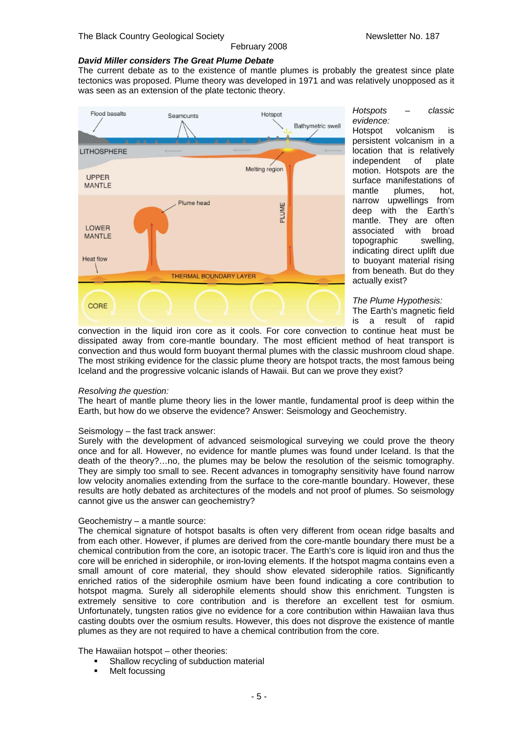### *David Miller considers The Great Plume Debate*

The current debate as to the existence of mantle plumes is probably the greatest since plate tectonics was proposed. Plume theory was developed in 1971 and was relatively unopposed as it was seen as an extension of the plate tectonic theory.

*Hotspots – classic evidence:*
Hotspot volcanism is persistent volcanism in a location that is relatively independent of plate motion. Hotspots are the surface manifestations of mantle plumes, hot, narrow upwellings from deep with the Earth's mantle. They are often associated with broad topographic swelling, indicating direct uplift due to buoyant material rising from beneath. But do they actually exist?

*The Plume Hypothesis:*
The Earth's magnetic field is a result of rapid convection in the liquid iron core as it cools. For core convection to continue heat must be dissipated away from core-mantle boundary. The most efficient method of heat transport is convection and thus would form buoyant thermal plumes with the classic mushroom cloud shape. The most striking evidence for the classic plume theory are hotspot tracts, the most famous being Iceland and the progressive volcanic islands of Hawaii. But can we prove they exist?

*Resolving the question:*
The heart of mantle plume theory lies in the lower mantle, fundamental proof is deep within the Earth, but how do we observe the evidence? Answer: Seismology and Geochemistry.

Seismology – the fast track answer:
Surely with the development of advanced seismological surveying we could prove the theory once and for all. However, no evidence for mantle plumes was found under Iceland. Is that the death of the theory?…no, the plumes may be below the resolution of the seismic tomography. They are simply too small to see. Recent advances in tomography sensitivity have found narrow low velocity anomalies extending from the surface to the core-mantle boundary. However, these results are hotly debated as architectures of the models and not proof of plumes. So seismology cannot give us the answer can geochemistry?

Geochemistry – a mantle source:
The chemical signature of hotspot basalts is often very different from ocean ridge basalts and from each other. However, if plumes are derived from the core-mantle boundary there must be a chemical contribution from the core, an isotopic tracer. The Earth's core is liquid iron and thus the core will be enriched in siderophile, or iron-loving elements. If the hotspot magma contains even a small amount of core material, they should show elevated siderophile ratios. Significantly enriched ratios of the siderophile osmium have been found indicating a core contribution to hotspot magma. Surely all siderophile elements should show this enrichment. Tungsten is extremely sensitive to core contribution and is therefore an excellent test for osmium. Unfortunately, tungsten ratios give no evidence for a core contribution within Hawaiian lava thus casting doubts over the osmium results. However, this does not disprove the existence of mantle plumes as they are not required to have a chemical contribution from the core.

The Hawaiian hotspot – other theories:

- Shallow recycling of subduction material
- Melt focussing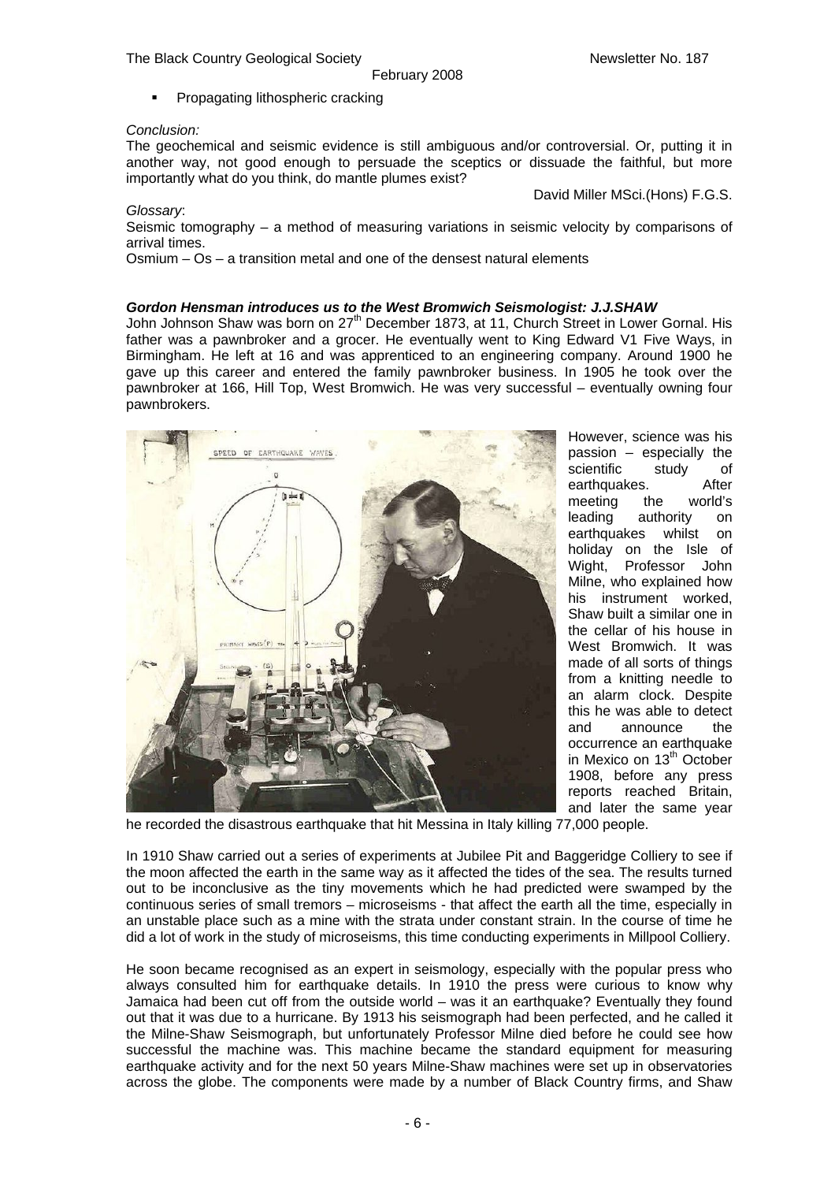- Propagating lithospheric cracking

*Conclusion:*

The geochemical and seismic evidence is still ambiguous and/or controversial. Or, putting it in another way, not good enough to persuade the sceptics or dissuade the faithful, but more importantly what do you think, do mantle plumes exist?

David Miller MSci.(Hons) F.G.S.

*Glossary*:

Seismic tomography – a method of measuring variations in seismic velocity by comparisons of arrival times.

Osmium – Os – a transition metal and one of the densest natural elements

***Gordon Hensman introduces us to the West Bromwich Seismologist: J.J.SHAW***

John Johnson Shaw was born on 27th December 1873, at 11, Church Street in Lower Gornal. His father was a pawnbroker and a grocer. He eventually went to King Edward V1 Five Ways, in Birmingham. He left at 16 and was apprenticed to an engineering company. Around 1900 he gave up this career and entered the family pawnbroker business. In 1905 he took over the pawnbroker at 166, Hill Top, West Bromwich. He was very successful – eventually owning four pawnbrokers.

However, science was his passion – especially the scientific study of earthquakes. After meeting the world's leading authority on earthquakes whilst on holiday on the Isle of Wight, Professor John Milne, who explained how his instrument worked, Shaw built a similar one in the cellar of his house in West Bromwich. It was made of all sorts of things from a knitting needle to an alarm clock. Despite this he was able to detect and announce the occurrence an earthquake in Mexico on 13th October 1908, before any press reports reached Britain, and later the same year he recorded the disastrous earthquake that hit Messina in Italy killing 77,000 people.

In 1910 Shaw carried out a series of experiments at Jubilee Pit and Baggeridge Colliery to see if the moon affected the earth in the same way as it affected the tides of the sea. The results turned out to be inconclusive as the tiny movements which he had predicted were swamped by the continuous series of small tremors – microseisms - that affect the earth all the time, especially in an unstable place such as a mine with the strata under constant strain. In the course of time he did a lot of work in the study of microseisms, this time conducting experiments in Millpool Colliery.

He soon became recognised as an expert in seismology, especially with the popular press who always consulted him for earthquake details. In 1910 the press were curious to know why Jamaica had been cut off from the outside world – was it an earthquake? Eventually they found out that it was due to a hurricane. By 1913 his seismograph had been perfected, and he called it the Milne-Shaw Seismograph, but unfortunately Professor Milne died before he could see how successful the machine was. This machine became the standard equipment for measuring earthquake activity and for the next 50 years Milne-Shaw machines were set up in observatories across the globe. The components were made by a number of Black Country firms, and Shaw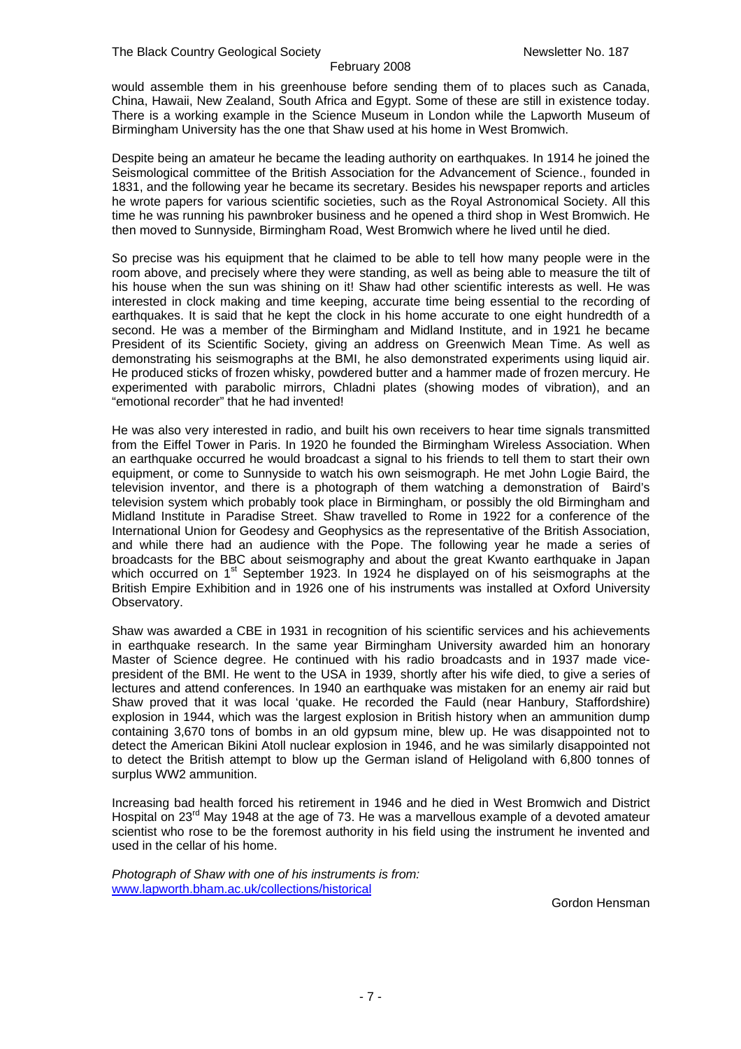would assemble them in his greenhouse before sending them of to places such as Canada, China, Hawaii, New Zealand, South Africa and Egypt. Some of these are still in existence today. There is a working example in the Science Museum in London while the Lapworth Museum of Birmingham University has the one that Shaw used at his home in West Bromwich.

Despite being an amateur he became the leading authority on earthquakes. In 1914 he joined the Seismological committee of the British Association for the Advancement of Science., founded in 1831, and the following year he became its secretary. Besides his newspaper reports and articles he wrote papers for various scientific societies, such as the Royal Astronomical Society. All this time he was running his pawnbroker business and he opened a third shop in West Bromwich. He then moved to Sunnyside, Birmingham Road, West Bromwich where he lived until he died.

So precise was his equipment that he claimed to be able to tell how many people were in the room above, and precisely where they were standing, as well as being able to measure the tilt of his house when the sun was shining on it! Shaw had other scientific interests as well. He was interested in clock making and time keeping, accurate time being essential to the recording of earthquakes. It is said that he kept the clock in his home accurate to one eight hundredth of a second. He was a member of the Birmingham and Midland Institute, and in 1921 he became President of its Scientific Society, giving an address on Greenwich Mean Time. As well as demonstrating his seismographs at the BMI, he also demonstrated experiments using liquid air. He produced sticks of frozen whisky, powdered butter and a hammer made of frozen mercury. He experimented with parabolic mirrors, Chladni plates (showing modes of vibration), and an "emotional recorder" that he had invented!

He was also very interested in radio, and built his own receivers to hear time signals transmitted from the Eiffel Tower in Paris. In 1920 he founded the Birmingham Wireless Association. When an earthquake occurred he would broadcast a signal to his friends to tell them to start their own equipment, or come to Sunnyside to watch his own seismograph. He met John Logie Baird, the television inventor, and there is a photograph of them watching a demonstration of Baird's television system which probably took place in Birmingham, or possibly the old Birmingham and Midland Institute in Paradise Street. Shaw travelled to Rome in 1922 for a conference of the International Union for Geodesy and Geophysics as the representative of the British Association, and while there had an audience with the Pope. The following year he made a series of broadcasts for the BBC about seismography and about the great Kwanto earthquake in Japan which occurred on 1st September 1923. In 1924 he displayed on of his seismographs at the British Empire Exhibition and in 1926 one of his instruments was installed at Oxford University Observatory.

Shaw was awarded a CBE in 1931 in recognition of his scientific services and his achievements in earthquake research. In the same year Birmingham University awarded him an honorary Master of Science degree. He continued with his radio broadcasts and in 1937 made vice-president of the BMI. He went to the USA in 1939, shortly after his wife died, to give a series of lectures and attend conferences. In 1940 an earthquake was mistaken for an enemy air raid but Shaw proved that it was local 'quake. He recorded the Fauld (near Hanbury, Staffordshire) explosion in 1944, which was the largest explosion in British history when an ammunition dump containing 3,670 tons of bombs in an old gypsum mine, blew up. He was disappointed not to detect the American Bikini Atoll nuclear explosion in 1946, and he was similarly disappointed not to detect the British attempt to blow up the German island of Heligoland with 6,800 tonnes of surplus WW2 ammunition.

Increasing bad health forced his retirement in 1946 and he died in West Bromwich and District Hospital on 23rd May 1948 at the age of 73. He was a marvellous example of a devoted amateur scientist who rose to be the foremost authority in his field using the instrument he invented and used in the cellar of his home.

*Photograph of Shaw with one of his instruments is from:*
www.lapworth.bham.ac.uk/collections/historical

Gordon Hensman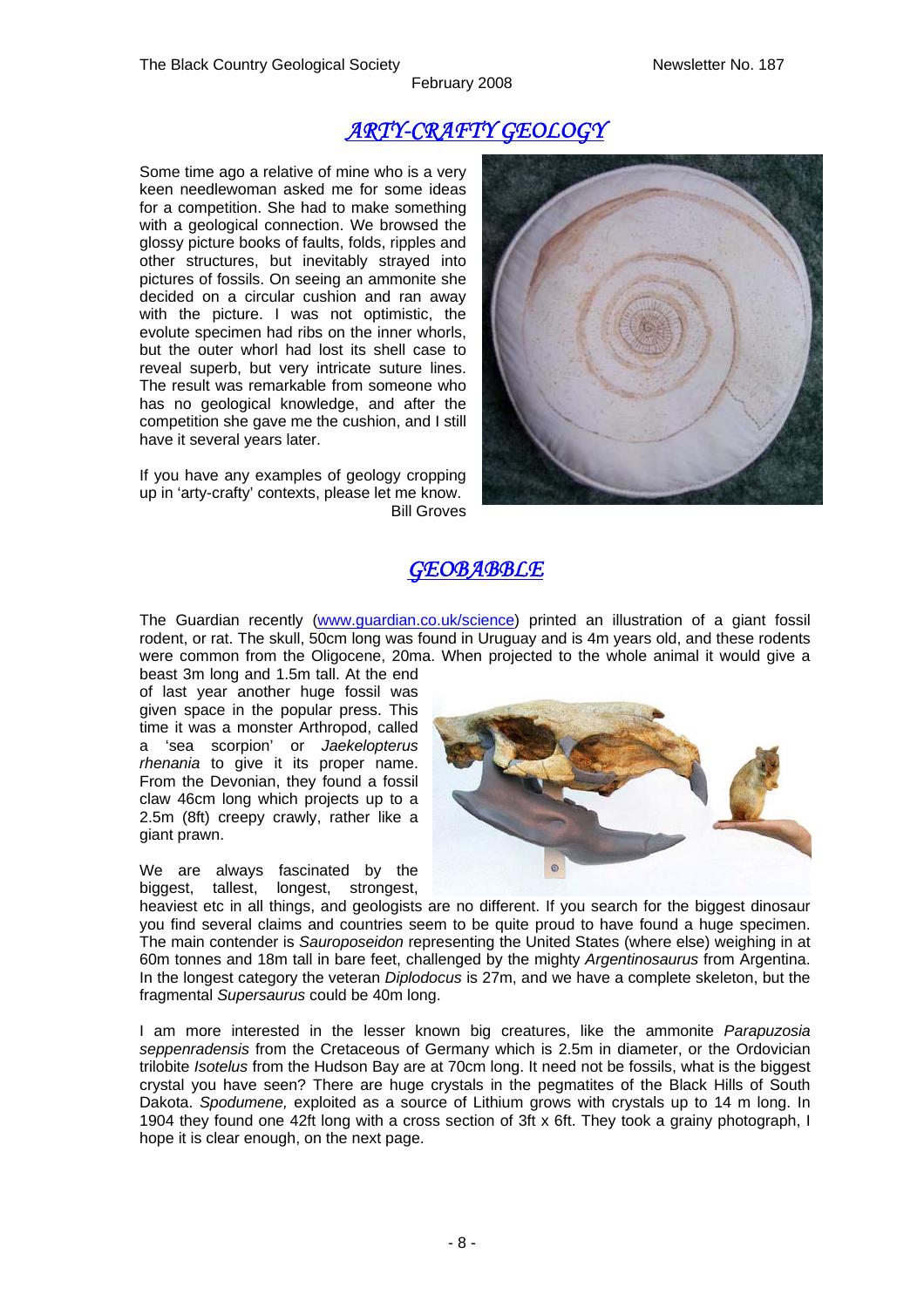## *ARTY-CRAFTY GEOLOGY*

Some time ago a relative of mine who is a very keen needlewoman asked me for some ideas for a competition. She had to make something with a geological connection. We browsed the glossy picture books of faults, folds, ripples and other structures, but inevitably strayed into pictures of fossils. On seeing an ammonite she decided on a circular cushion and ran away with the picture. I was not optimistic, the evolute specimen had ribs on the inner whorls, but the outer whorl had lost its shell case to reveal superb, but very intricate suture lines. The result was remarkable from someone who has no geological knowledge, and after the competition she gave me the cushion, and I still have it several years later.

If you have any examples of geology cropping up in 'arty-crafty' contexts, please let me know.

Bill Groves

## *GEOBABBLE*

The Guardian recently (www.guardian.co.uk/science) printed an illustration of a giant fossil rodent, or rat. The skull, 50cm long was found in Uruguay and is 4m years old, and these rodents were common from the Oligocene, 20ma. When projected to the whole animal it would give a beast 3m long and 1.5m tall. At the end of last year another huge fossil was given space in the popular press. This time it was a monster Arthropod, called a 'sea scorpion' or *Jaekelopterus rhenania* to give it its proper name. From the Devonian, they found a fossil claw 46cm long which projects up to a 2.5m (8ft) creepy crawly, rather like a giant prawn.

We are always fascinated by the biggest, tallest, longest, strongest, heaviest etc in all things, and geologists are no different. If you search for the biggest dinosaur you find several claims and countries seem to be quite proud to have found a huge specimen. The main contender is *Sauroposeidon* representing the United States (where else) weighing in at 60m tonnes and 18m tall in bare feet, challenged by the mighty *Argentinosaurus* from Argentina. In the longest category the veteran *Diplodocus* is 27m, and we have a complete skeleton, but the fragmental *Supersaurus* could be 40m long.

I am more interested in the lesser known big creatures, like the ammonite *Parapuzosia seppenradensis* from the Cretaceous of Germany which is 2.5m in diameter, or the Ordovician trilobite *Isotelus* from the Hudson Bay are at 70cm long. It need not be fossils, what is the biggest crystal you have seen? There are huge crystals in the pegmatites of the Black Hills of South Dakota. *Spodumene,* exploited as a source of Lithium grows with crystals up to 14 m long. In 1904 they found one 42ft long with a cross section of 3ft x 6ft. They took a grainy photograph, I hope it is clear enough, on the next page.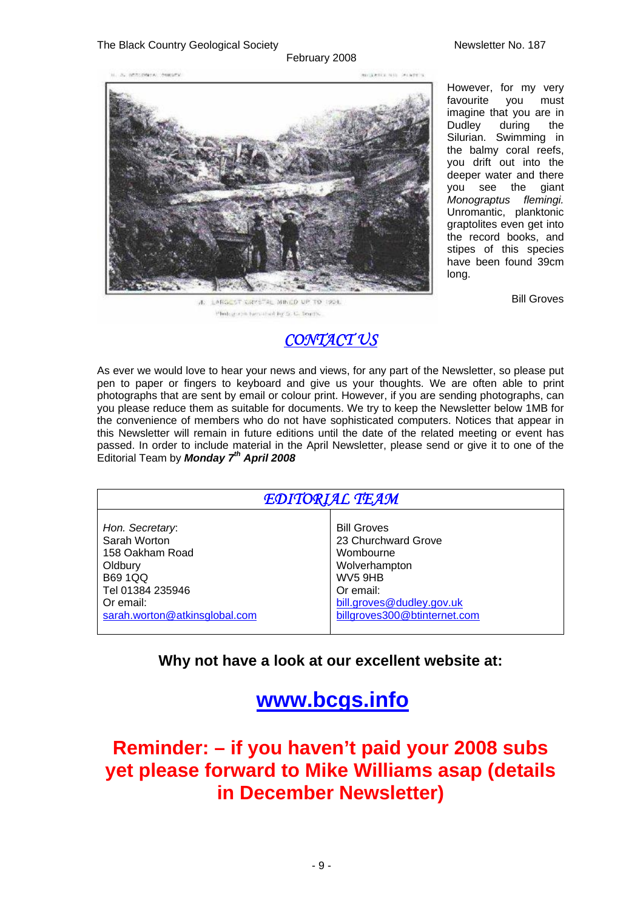However, for my very favourite you must imagine that you are in Dudley during the Silurian. Swimming in the balmy coral reefs, you drift out into the deeper water and there you see the giant *Monograptus flemingi.* Unromantic, planktonic graptolites even get into the record books, and stipes of this species have been found 39cm long.

Bill Groves

## *CONTACT US*

As ever we would love to hear your news and views, for any part of the Newsletter, so please put pen to paper or fingers to keyboard and give us your thoughts. We are often able to print photographs that are sent by email or colour print. However, if you are sending photographs, can you please reduce them as suitable for documents. We try to keep the Newsletter below 1MB for the convenience of members who do not have sophisticated computers. Notices that appear in this Newsletter will remain in future editions until the date of the related meeting or event has passed. In order to include material in the April Newsletter, please send or give it to one of the Editorial Team by ***Monday 7th April 2008***

| *EDITORIAL TEAM* | |
| --- | --- |
| *Hon. Secretary*:<br>Sarah Worton<br>158 Oakham Road<br>Oldbury<br>B69 1QQ<br>Tel 01384 235946<br>Or email:<br>sarah.worton@atkinsglobal.com | Bill Groves<br>23 Churchward Grove<br>Wombourne<br>Wolverhampton<br>WV5 9HB<br>Or email:<br>bill.groves@dudley.gov.uk<br>billgroves300@btinternet.com |

**Why not have a look at our excellent website at:**

## **www.bcgs.info**

## **Reminder: – if you haven't paid your 2008 subs yet please forward to Mike Williams asap (details in December Newsletter)**